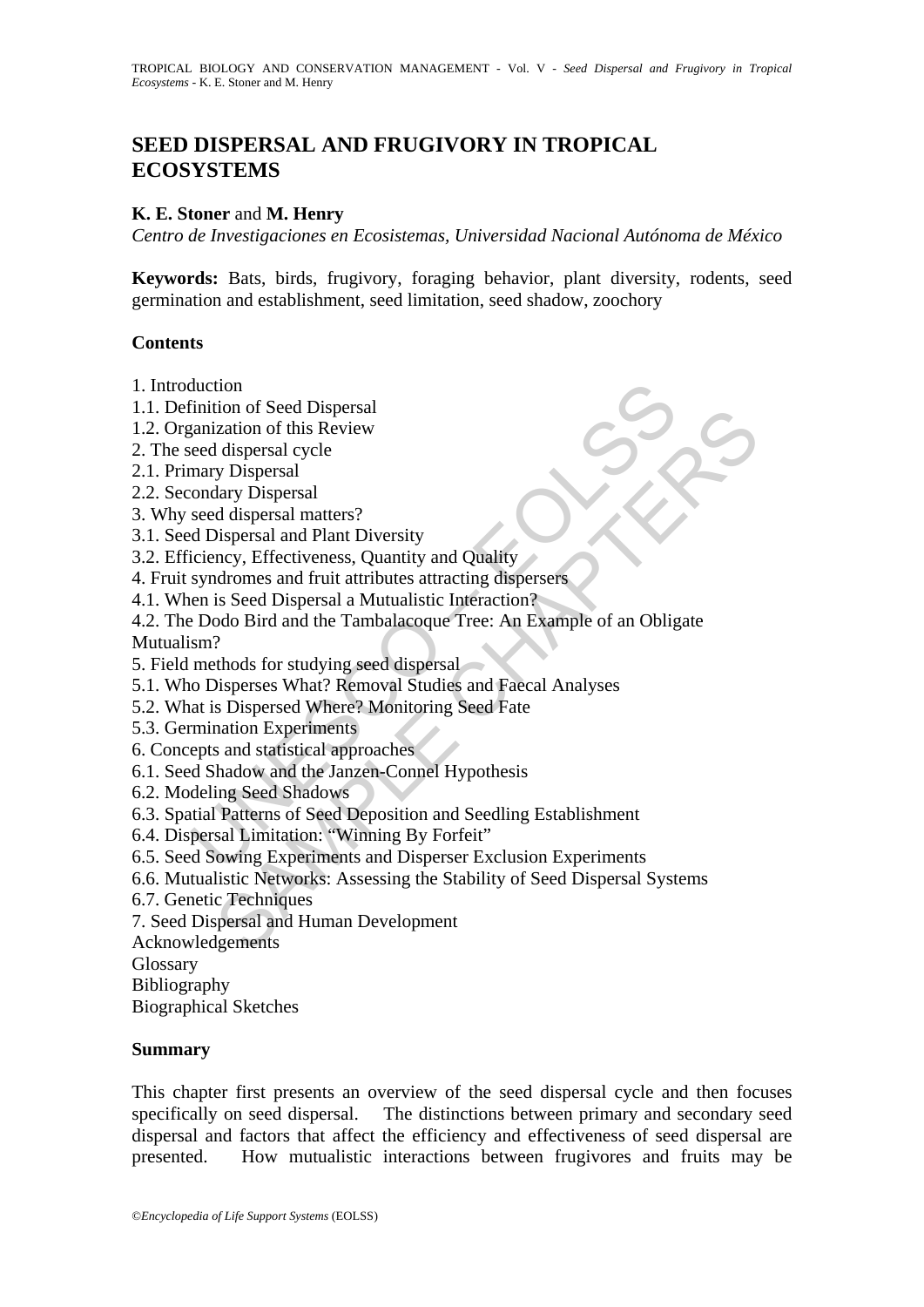# SEED DISPERSAL AND FRUGIVORY IN TROPICAL ECOSYSTEMS

**K. E. Stoner** and **M. Henry**

*Centro de Investigaciones en Ecosistemas, Universidad Nacional Autónoma de México*

**Keywords:** Bats, birds, frugivory, foraging behavior, plant diversity, rodents, seed germination and establishment, seed limitation, seed shadow, zoochory

## Contents

1. Introduction
1.1. Definition of Seed Dispersal
1.2. Organization of this Review
2. The seed dispersal cycle
2.1. Primary Dispersal
2.2. Secondary Dispersal
3. Why seed dispersal matters?
3.1. Seed Dispersal and Plant Diversity
3.2. Efficiency, Effectiveness, Quantity and Quality
4. Fruit syndromes and fruit attributes attracting dispersers
4.1. When is Seed Dispersal a Mutualistic Interaction?
4.2. The Dodo Bird and the Tambalacoque Tree: An Example of an Obligate Mutualism?
5. Field methods for studying seed dispersal
5.1. Who Disperses What? Removal Studies and Faecal Analyses
5.2. What is Dispersed Where? Monitoring Seed Fate
5.3. Germination Experiments
6. Concepts and statistical approaches
6.1. Seed Shadow and the Janzen-Connel Hypothesis
6.2. Modeling Seed Shadows
6.3. Spatial Patterns of Seed Deposition and Seedling Establishment
6.4. Dispersal Limitation: "Winning By Forfeit"
6.5. Seed Sowing Experiments and Disperser Exclusion Experiments
6.6. Mutualistic Networks: Assessing the Stability of Seed Dispersal Systems
6.7. Genetic Techniques
7. Seed Dispersal and Human Development
Acknowledgements
Glossary
Bibliography
Biographical Sketches

## Summary

This chapter first presents an overview of the seed dispersal cycle and then focuses specifically on seed dispersal. The distinctions between primary and secondary seed dispersal and factors that affect the efficiency and effectiveness of seed dispersal are presented. How mutualistic interactions between frugivores and fruits may be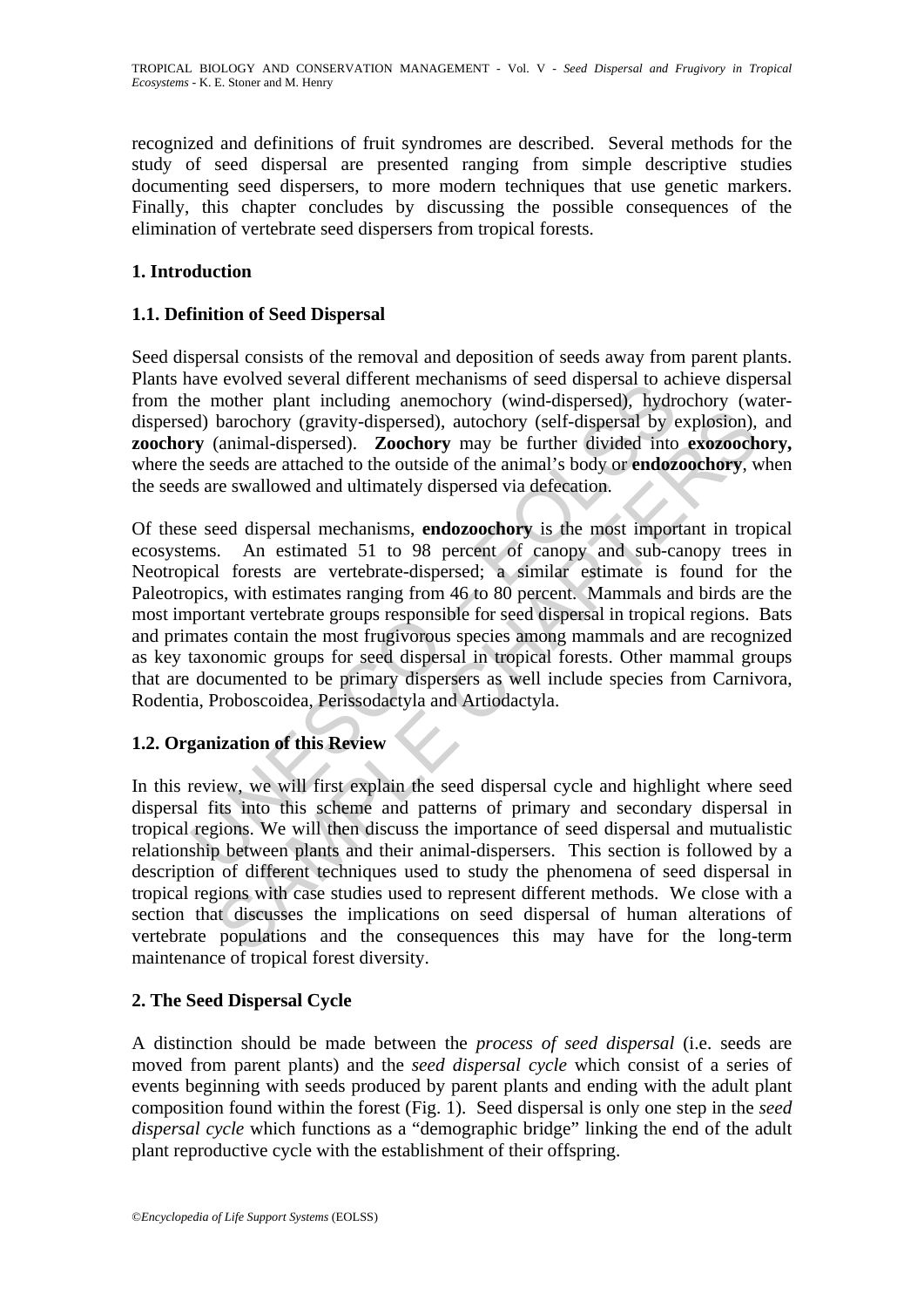recognized and definitions of fruit syndromes are described. Several methods for the study of seed dispersal are presented ranging from simple descriptive studies documenting seed dispersers, to more modern techniques that use genetic markers. Finally, this chapter concludes by discussing the possible consequences of the elimination of vertebrate seed dispersers from tropical forests.

## 1. Introduction

### 1.1. Definition of Seed Dispersal

Seed dispersal consists of the removal and deposition of seeds away from parent plants. Plants have evolved several different mechanisms of seed dispersal to achieve dispersal from the mother plant including anemochory (wind-dispersed), hydrochory (water-dispersed) barochory (gravity-dispersed), autochory (self-dispersal by explosion), and **zoochory** (animal-dispersed). **Zoochory** may be further divided into **exozoochory,** where the seeds are attached to the outside of the animal's body or **endozoochory**, when the seeds are swallowed and ultimately dispersed via defecation.

Of these seed dispersal mechanisms, **endozoochory** is the most important in tropical ecosystems. An estimated 51 to 98 percent of canopy and sub-canopy trees in Neotropical forests are vertebrate-dispersed; a similar estimate is found for the Paleotropics, with estimates ranging from 46 to 80 percent. Mammals and birds are the most important vertebrate groups responsible for seed dispersal in tropical regions. Bats and primates contain the most frugivorous species among mammals and are recognized as key taxonomic groups for seed dispersal in tropical forests. Other mammal groups that are documented to be primary dispersers as well include species from Carnivora, Rodentia, Proboscoidea, Perissodactyla and Artiodactyla.

### 1.2. Organization of this Review

In this review, we will first explain the seed dispersal cycle and highlight where seed dispersal fits into this scheme and patterns of primary and secondary dispersal in tropical regions. We will then discuss the importance of seed dispersal and mutualistic relationship between plants and their animal-dispersers. This section is followed by a description of different techniques used to study the phenomena of seed dispersal in tropical regions with case studies used to represent different methods. We close with a section that discusses the implications on seed dispersal of human alterations of vertebrate populations and the consequences this may have for the long-term maintenance of tropical forest diversity.

## 2. The Seed Dispersal Cycle

A distinction should be made between the *process of seed dispersal* (i.e. seeds are moved from parent plants) and the *seed dispersal cycle* which consist of a series of events beginning with seeds produced by parent plants and ending with the adult plant composition found within the forest (Fig. 1). Seed dispersal is only one step in the *seed dispersal cycle* which functions as a "demographic bridge" linking the end of the adult plant reproductive cycle with the establishment of their offspring.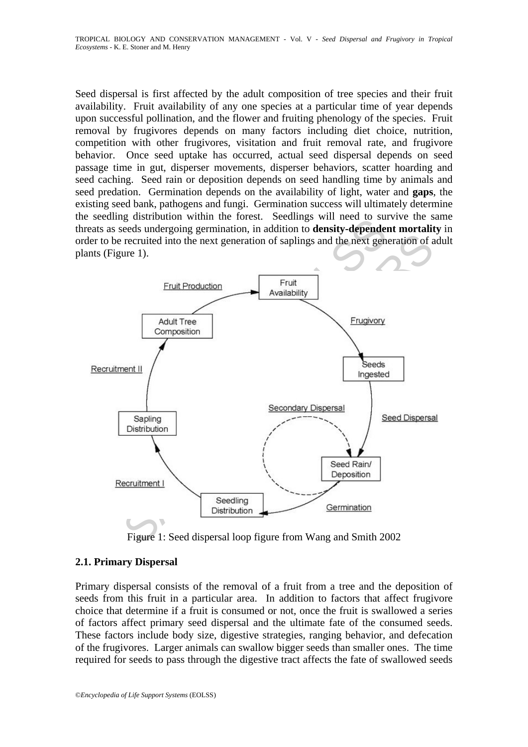Seed dispersal is first affected by the adult composition of tree species and their fruit availability. Fruit availability of any one species at a particular time of year depends upon successful pollination, and the flower and fruiting phenology of the species. Fruit removal by frugivores depends on many factors including diet choice, nutrition, competition with other frugivores, visitation and fruit removal rate, and frugivore behavior. Once seed uptake has occurred, actual seed dispersal depends on seed passage time in gut, disperser movements, disperser behaviors, scatter hoarding and seed caching. Seed rain or deposition depends on seed handling time by animals and seed predation. Germination depends on the availability of light, water and **gaps**, the existing seed bank, pathogens and fungi. Germination success will ultimately determine the seedling distribution within the forest. Seedlings will need to survive the same threats as seeds undergoing germination, in addition to **density-dependent mortality** in order to be recruited into the next generation of saplings and the next generation of adult plants (Figure 1).

Figure 1: Seed dispersal loop figure from Wang and Smith 2002

### 2.1. Primary Dispersal

Primary dispersal consists of the removal of a fruit from a tree and the deposition of seeds from this fruit in a particular area. In addition to factors that affect frugivore choice that determine if a fruit is consumed or not, once the fruit is swallowed a series of factors affect primary seed dispersal and the ultimate fate of the consumed seeds. These factors include body size, digestive strategies, ranging behavior, and defecation of the frugivores. Larger animals can swallow bigger seeds than smaller ones. The time required for seeds to pass through the digestive tract affects the fate of swallowed seeds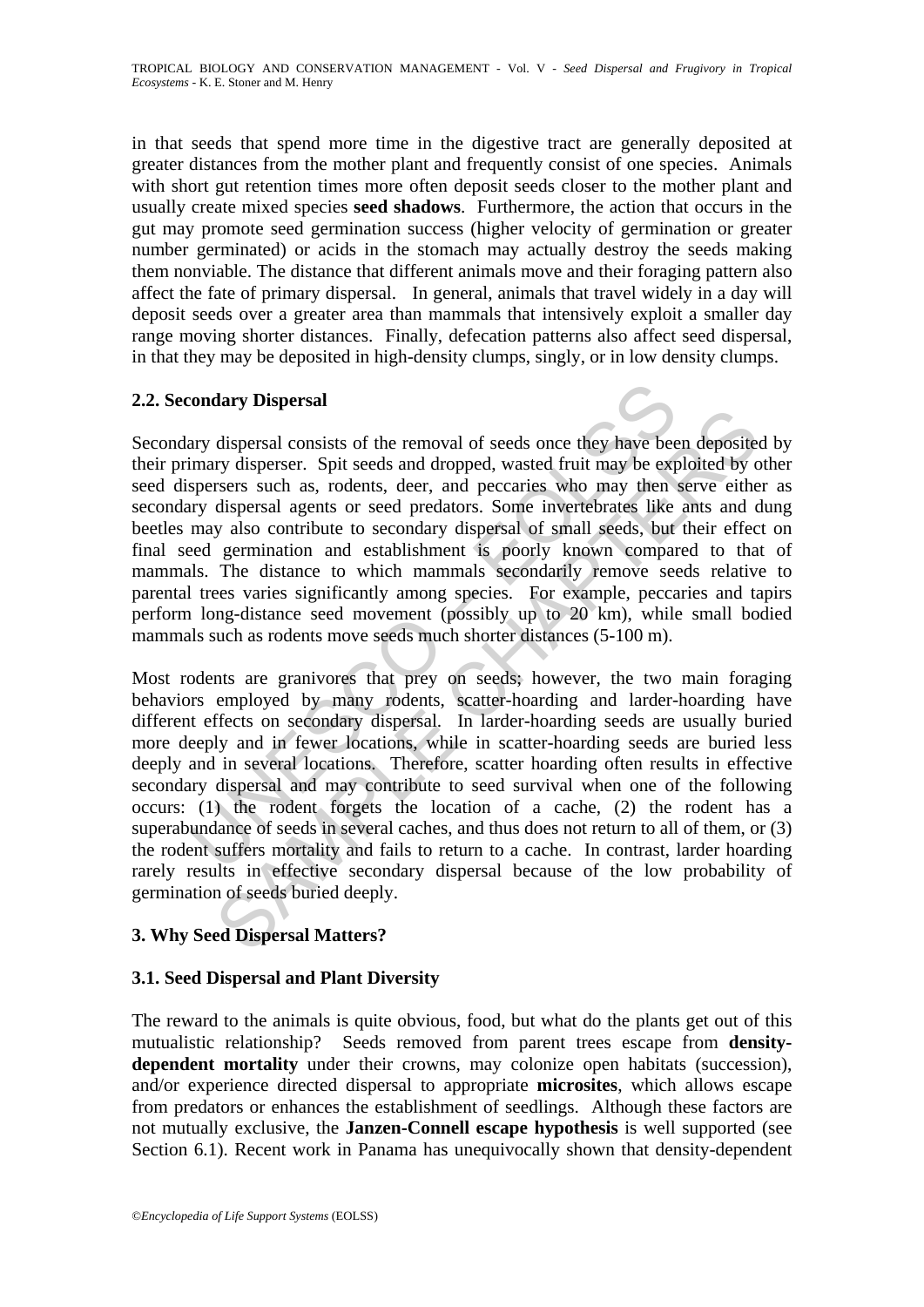in that seeds that spend more time in the digestive tract are generally deposited at greater distances from the mother plant and frequently consist of one species. Animals with short gut retention times more often deposit seeds closer to the mother plant and usually create mixed species **seed shadows**. Furthermore, the action that occurs in the gut may promote seed germination success (higher velocity of germination or greater number germinated) or acids in the stomach may actually destroy the seeds making them nonviable. The distance that different animals move and their foraging pattern also affect the fate of primary dispersal. In general, animals that travel widely in a day will deposit seeds over a greater area than mammals that intensively exploit a smaller day range moving shorter distances. Finally, defecation patterns also affect seed dispersal, in that they may be deposited in high-density clumps, singly, or in low density clumps.

### 2.2. Secondary Dispersal

Secondary dispersal consists of the removal of seeds once they have been deposited by their primary disperser. Spit seeds and dropped, wasted fruit may be exploited by other seed dispersers such as, rodents, deer, and peccaries who may then serve either as secondary dispersal agents or seed predators. Some invertebrates like ants and dung beetles may also contribute to secondary dispersal of small seeds, but their effect on final seed germination and establishment is poorly known compared to that of mammals. The distance to which mammals secondarily remove seeds relative to parental trees varies significantly among species. For example, peccaries and tapirs perform long-distance seed movement (possibly up to 20 km), while small bodied mammals such as rodents move seeds much shorter distances (5-100 m).

Most rodents are granivores that prey on seeds; however, the two main foraging behaviors employed by many rodents, scatter-hoarding and larder-hoarding have different effects on secondary dispersal. In larder-hoarding seeds are usually buried more deeply and in fewer locations, while in scatter-hoarding seeds are buried less deeply and in several locations. Therefore, scatter hoarding often results in effective secondary dispersal and may contribute to seed survival when one of the following occurs: (1) the rodent forgets the location of a cache, (2) the rodent has a superabundance of seeds in several caches, and thus does not return to all of them, or (3) the rodent suffers mortality and fails to return to a cache. In contrast, larder hoarding rarely results in effective secondary dispersal because of the low probability of germination of seeds buried deeply.

## 3. Why Seed Dispersal Matters?

### 3.1. Seed Dispersal and Plant Diversity

The reward to the animals is quite obvious, food, but what do the plants get out of this mutualistic relationship? Seeds removed from parent trees escape from **density-dependent mortality** under their crowns, may colonize open habitats (succession), and/or experience directed dispersal to appropriate **microsites**, which allows escape from predators or enhances the establishment of seedlings. Although these factors are not mutually exclusive, the **Janzen-Connell escape hypothesis** is well supported (see Section 6.1). Recent work in Panama has unequivocally shown that density-dependent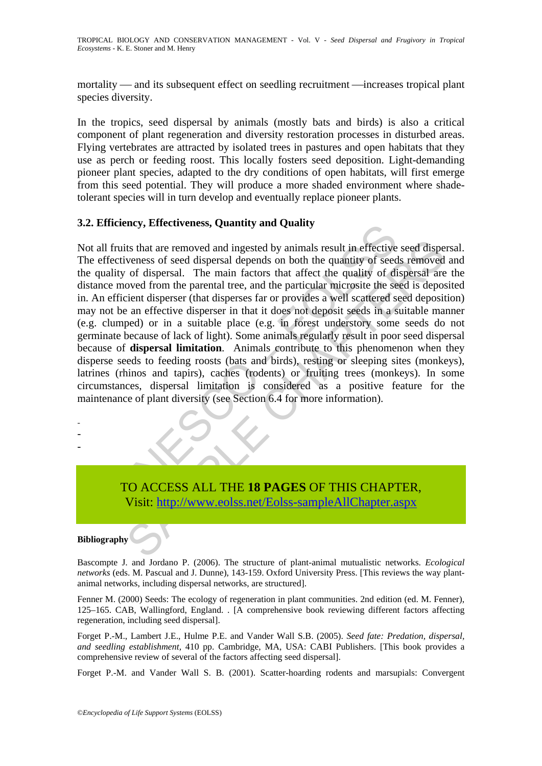mortality — and its subsequent effect on seedling recruitment —increases tropical plant species diversity.

In the tropics, seed dispersal by animals (mostly bats and birds) is also a critical component of plant regeneration and diversity restoration processes in disturbed areas. Flying vertebrates are attracted by isolated trees in pastures and open habitats that they use as perch or feeding roost. This locally fosters seed deposition. Light-demanding pioneer plant species, adapted to the dry conditions of open habitats, will first emerge from this seed potential. They will produce a more shaded environment where shade-tolerant species will in turn develop and eventually replace pioneer plants.

### 3.2. Efficiency, Effectiveness, Quantity and Quality

Not all fruits that are removed and ingested by animals result in effective seed dispersal. The effectiveness of seed dispersal depends on both the quantity of seeds removed and the quality of dispersal. The main factors that affect the quality of dispersal are the distance moved from the parental tree, and the particular microsite the seed is deposited in. An efficient disperser (that disperses far or provides a well scattered seed deposition) may not be an effective disperser in that it does not deposit seeds in a suitable manner (e.g. clumped) or in a suitable place (e.g. in forest understory some seeds do not germinate because of lack of light). Some animals regularly result in poor seed dispersal because of **dispersal limitation**. Animals contribute to this phenomenon when they disperse seeds to feeding roosts (bats and birds), resting or sleeping sites (monkeys), latrines (rhinos and tapirs), caches (rodents) or fruiting trees (monkeys). In some circumstances, dispersal limitation is considered as a positive feature for the maintenance of plant diversity (see Section 6.4 for more information).

-
-
-

TO ACCESS ALL THE **18 PAGES** OF THIS CHAPTER,
Visit: http://www.eolss.net/Eolss-sampleAllChapter.aspx

**Bibliography**

Bascompte J. and Jordano P. (2006). The structure of plant-animal mutualistic networks. *Ecological networks* (eds. M. Pascual and J. Dunne), 143-159. Oxford University Press. [This reviews the way plant-animal networks, including dispersal networks, are structured].

Fenner M. (2000) Seeds: The ecology of regeneration in plant communities. 2nd edition (ed. M. Fenner), 125–165. CAB, Wallingford, England. . [A comprehensive book reviewing different factors affecting regeneration, including seed dispersal].

Forget P.-M., Lambert J.E., Hulme P.E. and Vander Wall S.B. (2005). *Seed fate: Predation, dispersal, and seedling establishment,* 410 pp. Cambridge, MA, USA: CABI Publishers. [This book provides a comprehensive review of several of the factors affecting seed dispersal].

Forget P.-M. and Vander Wall S. B. (2001). Scatter-hoarding rodents and marsupials: Convergent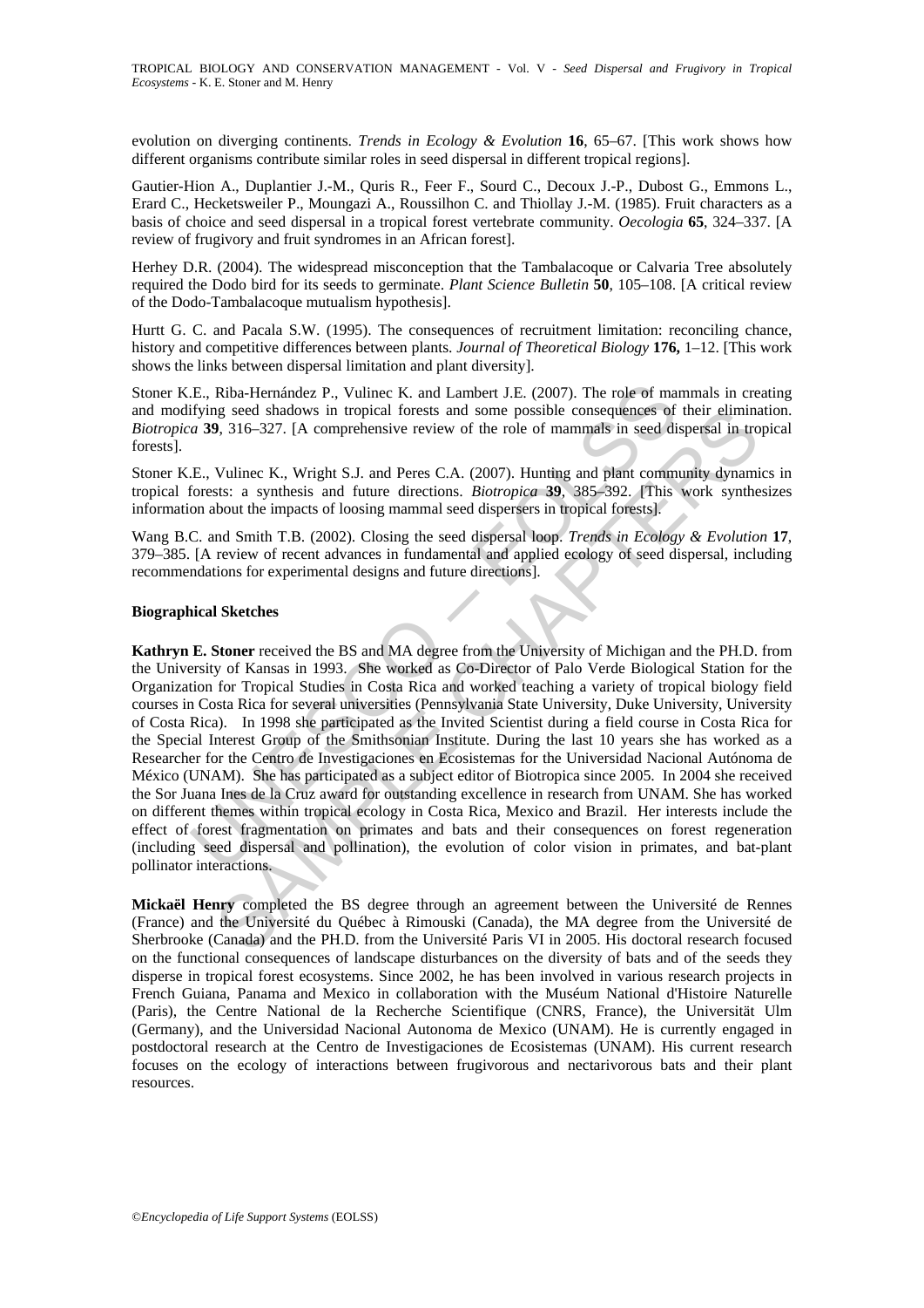evolution on diverging continents. *Trends in Ecology & Evolution* **16**, 65–67. [This work shows how different organisms contribute similar roles in seed dispersal in different tropical regions].

Gautier-Hion A., Duplantier J.-M., Quris R., Feer F., Sourd C., Decoux J.-P., Dubost G., Emmons L., Erard C., Hecketsweiler P., Moungazi A., Roussilhon C. and Thiollay J.-M. (1985). Fruit characters as a basis of choice and seed dispersal in a tropical forest vertebrate community. *Oecologia* **65**, 324–337. [A review of frugivory and fruit syndromes in an African forest].

Herhey D.R. (2004). The widespread misconception that the Tambalacoque or Calvaria Tree absolutely required the Dodo bird for its seeds to germinate. *Plant Science Bulletin* **50**, 105–108. [A critical review of the Dodo-Tambalacoque mutualism hypothesis].

Hurtt G. C. and Pacala S.W. (1995). The consequences of recruitment limitation: reconciling chance, history and competitive differences between plants. *Journal of Theoretical Biology* **176,** 1–12. [This work shows the links between dispersal limitation and plant diversity].

Stoner K.E., Riba-Hernández P., Vulinec K. and Lambert J.E. (2007). The role of mammals in creating and modifying seed shadows in tropical forests and some possible consequences of their elimination. *Biotropica* **39**, 316–327. [A comprehensive review of the role of mammals in seed dispersal in tropical forests].

Stoner K.E., Vulinec K., Wright S.J. and Peres C.A. (2007). Hunting and plant community dynamics in tropical forests: a synthesis and future directions. *Biotropica* **39**, 385–392. [This work synthesizes information about the impacts of loosing mammal seed dispersers in tropical forests].

Wang B.C. and Smith T.B. (2002). Closing the seed dispersal loop. *Trends in Ecology & Evolution* **17**, 379–385. [A review of recent advances in fundamental and applied ecology of seed dispersal, including recommendations for experimental designs and future directions].

**Biographical Sketches**

**Kathryn E. Stoner** received the BS and MA degree from the University of Michigan and the PH.D. from the University of Kansas in 1993. She worked as Co-Director of Palo Verde Biological Station for the Organization for Tropical Studies in Costa Rica and worked teaching a variety of tropical biology field courses in Costa Rica for several universities (Pennsylvania State University, Duke University, University of Costa Rica). In 1998 she participated as the Invited Scientist during a field course in Costa Rica for the Special Interest Group of the Smithsonian Institute. During the last 10 years she has worked as a Researcher for the Centro de Investigaciones en Ecosistemas for the Universidad Nacional Autónoma de México (UNAM). She has participated as a subject editor of Biotropica since 2005. In 2004 she received the Sor Juana Ines de la Cruz award for outstanding excellence in research from UNAM. She has worked on different themes within tropical ecology in Costa Rica, Mexico and Brazil. Her interests include the effect of forest fragmentation on primates and bats and their consequences on forest regeneration (including seed dispersal and pollination), the evolution of color vision in primates, and bat-plant pollinator interactions.

**Mickaël Henry** completed the BS degree through an agreement between the Université de Rennes (France) and the Université du Québec à Rimouski (Canada), the MA degree from the Université de Sherbrooke (Canada) and the PH.D. from the Université Paris VI in 2005. His doctoral research focused on the functional consequences of landscape disturbances on the diversity of bats and of the seeds they disperse in tropical forest ecosystems. Since 2002, he has been involved in various research projects in French Guiana, Panama and Mexico in collaboration with the Muséum National d'Histoire Naturelle (Paris), the Centre National de la Recherche Scientifique (CNRS, France), the Universität Ulm (Germany), and the Universidad Nacional Autonoma de Mexico (UNAM). He is currently engaged in postdoctoral research at the Centro de Investigaciones de Ecosistemas (UNAM). His current research focuses on the ecology of interactions between frugivorous and nectarivorous bats and their plant resources.